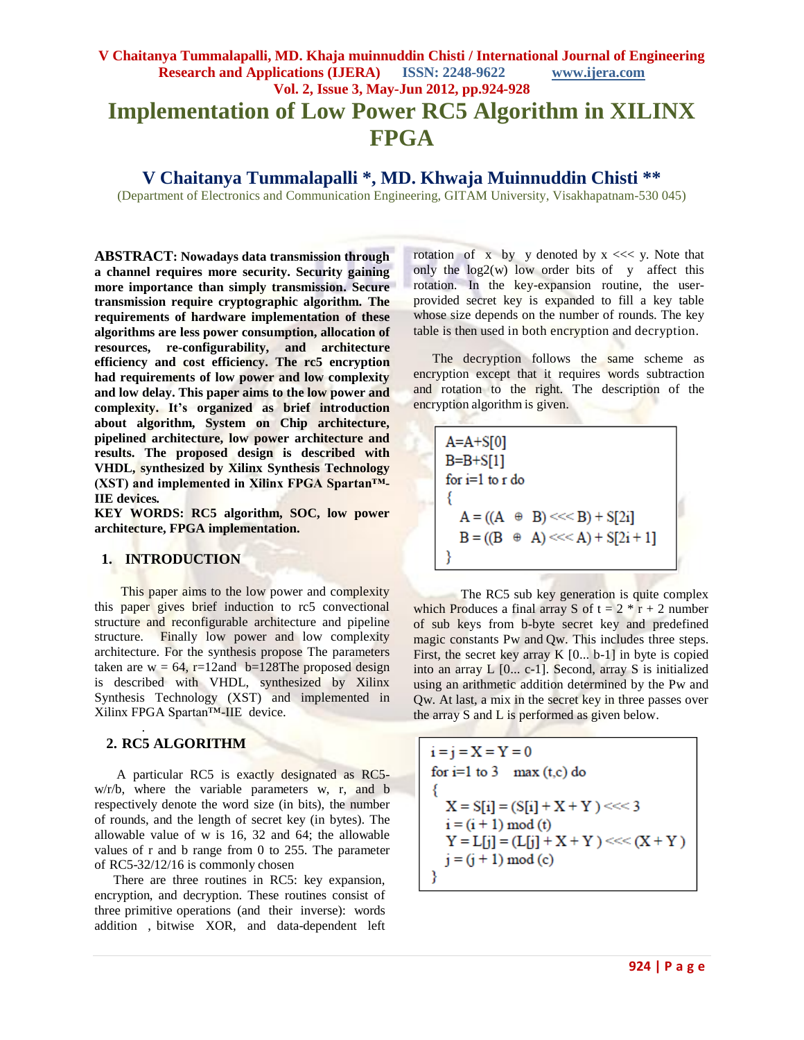# Implementation of Low Power RC5 Algorithm in XILINX FPGA

## V Chaitanya Tummalapalli *, MD. Khwaja Muinnuddin Chisti **

(Department of Electronics and Communication Engineering, GITAM University, Visakhapatnam-530 045)

**ABSTRACT: Nowadays data transmission through a channel requires more security. Security gaining more importance than simply transmission. Secure transmission require cryptographic algorithm. The requirements of hardware implementation of these algorithms are less power consumption, allocation of resources, re-configurability, and architecture efficiency and cost efficiency. The rc5 encryption had requirements of low power and low complexity and low delay. This paper aims to the low power and complexity. It's organized as brief introduction about algorithm, System on Chip architecture, pipelined architecture, low power architecture and results. The proposed design is described with VHDL, synthesized by Xilinx Synthesis Technology (XST) and implemented in Xilinx FPGA Spartan™-IIE devices.**

**KEY WORDS: RC5 algorithm, SOC, low power architecture, FPGA implementation.**

## 1. INTRODUCTION

This paper aims to the low power and complexity this paper gives brief induction to rc5 convectional structure and reconfigurable architecture and pipeline structure. Finally low power and low complexity architecture. For the synthesis propose The parameters taken are w = 64, r=12and b=128The proposed design is described with VHDL, synthesized by Xilinx Synthesis Technology (XST) and implemented in Xilinx FPGA Spartan™-IIE device.

## 2. RC5 ALGORITHM

A particular RC5 is exactly designated as RC5-w/r/b, where the variable parameters w, r, and b respectively denote the word size (in bits), the number of rounds, and the length of secret key (in bytes). The allowable value of w is 16, 32 and 64; the allowable values of r and b range from 0 to 255. The parameter of RC5-32/12/16 is commonly chosen

There are three routines in RC5: key expansion, encryption, and decryption. These routines consist of three primitive operations (and their inverse): words addition , bitwise XOR, and data-dependent left rotation of x by y denoted by x <<< y. Note that only the log2(w) low order bits of y affect this rotation. In the key-expansion routine, the user-provided secret key is expanded to fill a key table whose size depends on the number of rounds. The key table is then used in both encryption and decryption.

The decryption follows the same scheme as encryption except that it requires words subtraction and rotation to the right. The description of the encryption algorithm is given.

```
A=A+S[0]
B=B+S[1]
for i=1 to r do
{
   A = ((A ⊕ B) <<< B) + S[2i]
   B = ((B ⊕ A) <<< A) + S[2i + 1]
}
```

The RC5 sub key generation is quite complex which Produces a final array S of t = 2 * r + 2 number of sub keys from b-byte secret key and predefined magic constants Pw and Qw. This includes three steps. First, the secret key array K [0... b-1] in byte is copied into an array L [0... c-1]. Second, array S is initialized using an arithmetic addition determined by the Pw and Qw. At last, a mix in the secret key in three passes over the array S and L is performed as given below.

```
i = j = X = Y = 0
for i=1 to 3   max (t,c) do
{
   X = S[i] = (S[i] + X + Y ) <<< 3
   i = (i + 1) mod (t)
   Y = L[j] = (L[j] + X + Y ) <<< (X + Y )
   j = (j + 1) mod (c)
}
```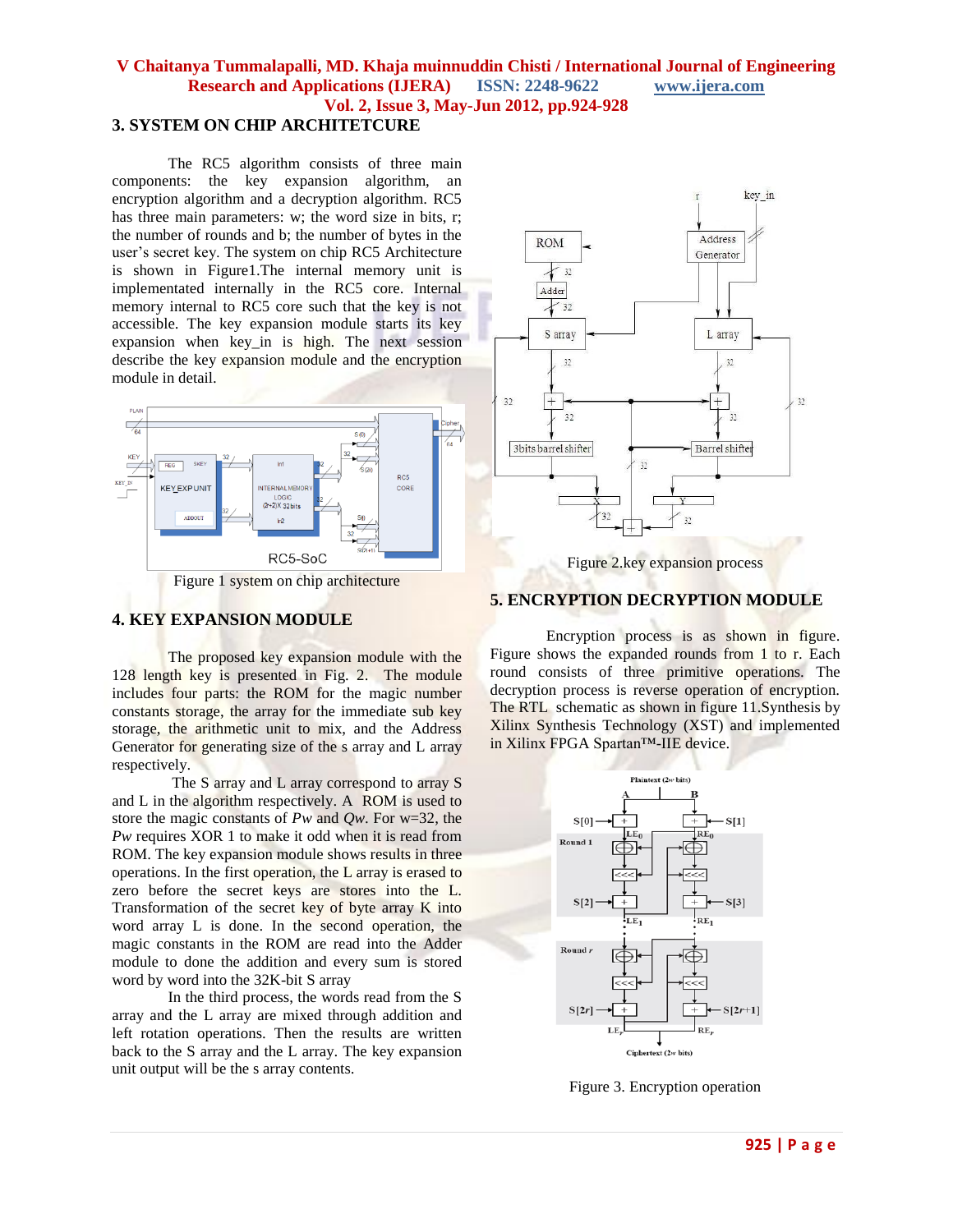## 3. SYSTEM ON CHIP ARCHITETCURE

The RC5 algorithm consists of three main components: the key expansion algorithm, an encryption algorithm and a decryption algorithm. RC5 has three main parameters: w; the word size in bits, r; the number of rounds and b; the number of bytes in the user's secret key. The system on chip RC5 Architecture is shown in Figure1.The internal memory unit is implementated internally in the RC5 core. Internal memory internal to RC5 core such that the key is not accessible. The key expansion module starts its key expansion when key_in is high. The next session describe the key expansion module and the encryption module in detail.

Figure 1 system on chip architecture

## 4. KEY EXPANSION MODULE

The proposed key expansion module with the 128 length key is presented in Fig. 2. The module includes four parts: the ROM for the magic number constants storage, the array for the immediate sub key storage, the arithmetic unit to mix, and the Address Generator for generating size of the s array and L array respectively.

The S array and L array correspond to array S and L in the algorithm respectively. A ROM is used to store the magic constants of *Pw* and *Qw*. For w=32, the *Pw* requires XOR 1 to make it odd when it is read from ROM. The key expansion module shows results in three operations. In the first operation, the L array is erased to zero before the secret keys are stores into the L. Transformation of the secret key of byte array K into word array L is done. In the second operation, the magic constants in the ROM are read into the Adder module to done the addition and every sum is stored word by word into the 32K-bit S array

In the third process, the words read from the S array and the L array are mixed through addition and left rotation operations. Then the results are written back to the S array and the L array. The key expansion unit output will be the s array contents.

Figure 2.key expansion process

## 5. ENCRYPTION DECRYPTION MODULE

Encryption process is as shown in figure. Figure shows the expanded rounds from 1 to r. Each round consists of three primitive operations. The decryption process is reverse operation of encryption. The RTL schematic as shown in figure 11.Synthesis by Xilinx Synthesis Technology (XST) and implemented in Xilinx FPGA Spartan™-IIE device.

Figure 3. Encryption operation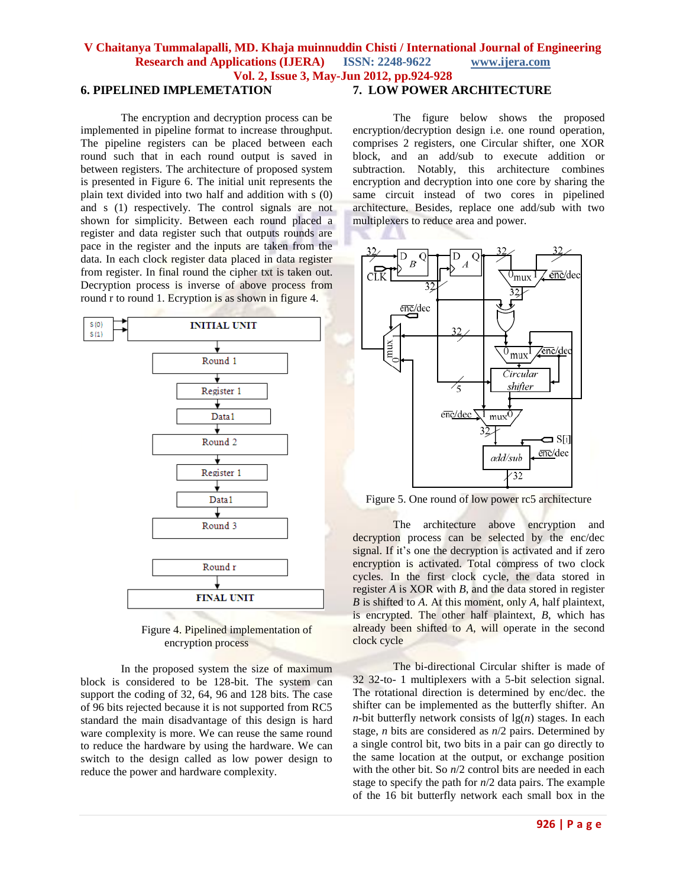## 6. PIPELINED IMPLEMETATION

The encryption and decryption process can be implemented in pipeline format to increase throughput. The pipeline registers can be placed between each round such that in each round output is saved in between registers. The architecture of proposed system is presented in Figure 6. The initial unit represents the plain text divided into two half and addition with s (0) and s (1) respectively. The control signals are not shown for simplicity. Between each round placed a register and data register such that outputs rounds are pace in the register and the inputs are taken from the data. In each clock register data placed in data register from register. In final round the cipher txt is taken out. Decryption process is inverse of above process from round r to round 1. Ecryption is as shown in figure 4.

Figure 4. Pipelined implementation of encryption process

In the proposed system the size of maximum block is considered to be 128-bit. The system can support the coding of 32, 64, 96 and 128 bits. The case of 96 bits rejected because it is not supported from RC5 standard the main disadvantage of this design is hard ware complexity is more. We can reuse the same round to reduce the hardware by using the hardware. We can switch to the design called as low power design to reduce the power and hardware complexity.

## 7. LOW POWER ARCHITECTURE

The figure below shows the proposed encryption/decryption design i.e. one round operation, comprises 2 registers, one Circular shifter, one XOR block, and an add/sub to execute addition or subtraction. Notably, this architecture combines encryption and decryption into one core by sharing the same circuit instead of two cores in pipelined architecture. Besides, replace one add/sub with two multiplexers to reduce area and power.

Figure 5. One round of low power rc5 architecture

The architecture above encryption and decryption process can be selected by the enc/dec signal. If it's one the decryption is activated and if zero encryption is activated. Total compress of two clock cycles. In the first clock cycle, the data stored in register *A* is XOR with *B*, and the data stored in register *B* is shifted to *A*. At this moment, only *A*, half plaintext, is encrypted. The other half plaintext, *B*, which has already been shifted to *A*, will operate in the second clock cycle

The bi-directional Circular shifter is made of 32 32-to- 1 multiplexers with a 5-bit selection signal. The rotational direction is determined by enc/dec. the shifter can be implemented as the butterfly shifter. An *n*-bit butterfly network consists of lg(*n*) stages. In each stage, *n* bits are considered as *n*/2 pairs. Determined by a single control bit, two bits in a pair can go directly to the same location at the output, or exchange position with the other bit. So *n*/2 control bits are needed in each stage to specify the path for *n*/2 data pairs. The example of the 16 bit butterfly network each small box in the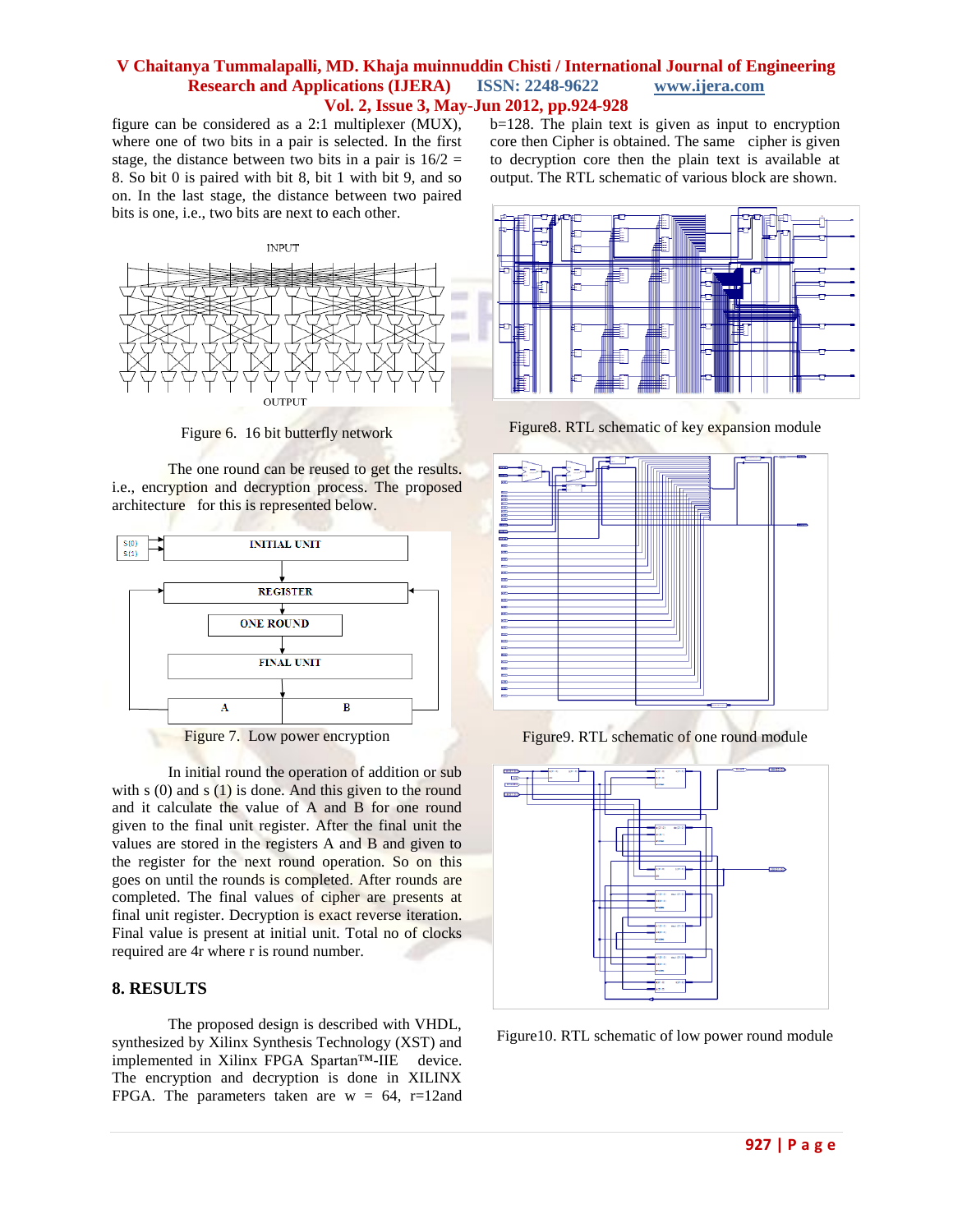figure can be considered as a 2:1 multiplexer (MUX), where one of two bits in a pair is selected. In the first stage, the distance between two bits in a pair is 16/2 = 8. So bit 0 is paired with bit 8, bit 1 with bit 9, and so on. In the last stage, the distance between two paired bits is one, i.e., two bits are next to each other.

Figure 6. 16 bit butterfly network

The one round can be reused to get the results. i.e., encryption and decryption process. The proposed architecture for this is represented below.

Figure 7. Low power encryption

In initial round the operation of addition or sub with s (0) and s (1) is done. And this given to the round and it calculate the value of A and B for one round given to the final unit register. After the final unit the values are stored in the registers A and B and given to the register for the next round operation. So on this goes on until the rounds is completed. After rounds are completed. The final values of cipher are presents at final unit register. Decryption is exact reverse iteration. Final value is present at initial unit. Total no of clocks required are 4r where r is round number.

## 8. RESULTS

The proposed design is described with VHDL, synthesized by Xilinx Synthesis Technology (XST) and implemented in Xilinx FPGA Spartan™-IIE device. The encryption and decryption is done in XILINX FPGA. The parameters taken are w = 64, r=12and b=128. The plain text is given as input to encryption core then Cipher is obtained. The same cipher is given to decryption core then the plain text is available at output. The RTL schematic of various block are shown.

Figure8. RTL schematic of key expansion module

Figure9. RTL schematic of one round module

Figure10. RTL schematic of low power round module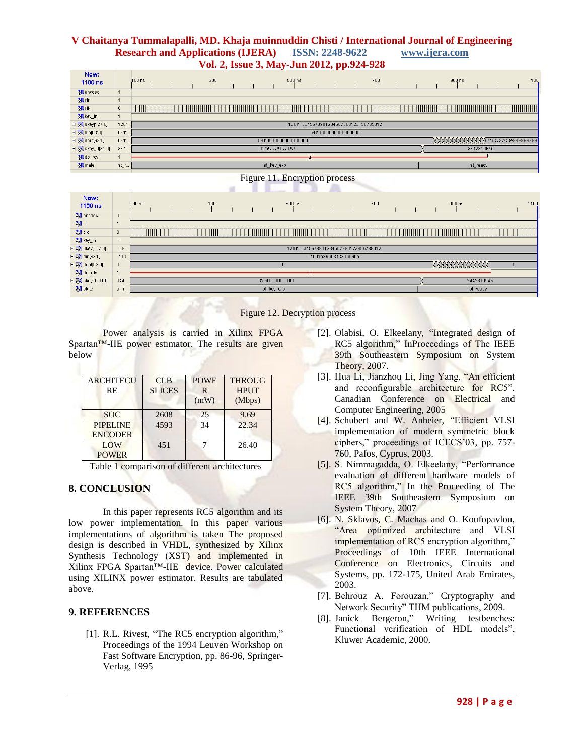Figure 11. Encryption process

Figure 12. Decryption process

Power analysis is carried in Xilinx FPGA Spartan™-IIE power estimator. The results are given below

| ARCHITECURE | CLB SLICES | POWER (mW) | THROUGHPUT (Mbps) |
|---|---|---|---|
| SOC | 2608 | 25 | 9.69 |
| PIPELINE ENCODER | 4593 | 34 | 22.34 |
| LOW POWER | 451 | 7 | 26.40 |

Table 1 comparison of different architectures

## 8. CONCLUSION

In this paper represents RC5 algorithm and its low power implementation. In this paper various implementations of algorithm is taken The proposed design is described in VHDL, synthesized by Xilinx Synthesis Technology (XST) and implemented in Xilinx FPGA Spartan™-IIE device. Power calculated using XILINX power estimator. Results are tabulated above.

## 9. REFERENCES

[1]. R.L. Rivest, "The RC5 encryption algorithm," Proceedings of the 1994 Leuven Workshop on Fast Software Encryption, pp. 86-96, Springer-Verlag, 1995

[2]. Olabisi, O. Elkeelany, "Integrated design of RC5 algorithm," InProceedings of The IEEE 39th Southeastern Symposium on System Theory, 2007.

[3]. Hua Li, Jianzhou Li, Jing Yang, "An efficient and reconfigurable architecture for RC5", Canadian Conference on Electrical and Computer Engineering, 2005

[4]. Schubert and W. Anheier, "Efficient VLSI implementation of modern symmetric block ciphers," proceedings of ICECS'03, pp. 757-760, Pafos, Cyprus, 2003.

[5]. S. Nimmagadda, O. Elkeelany, "Performance evaluation of different hardware models of RC5 algorithm," In the Proceeding of The IEEE 39th Southeastern Symposium on System Theory, 2007

[6]. N. Sklavos, C. Machas and O. Koufopavlou, "Area optimized architecture and VLSI implementation of RC5 encryption algorithm," Proceedings of 10th IEEE International Conference on Electronics, Circuits and Systems, pp. 172-175, United Arab Emirates, 2003.

[7]. Behrouz A. Forouzan," Cryptography and Network Security" THM publications, 2009.

[8]. Janick Bergeron," Writing testbenches: Functional verification of HDL models", Kluwer Academic, 2000.